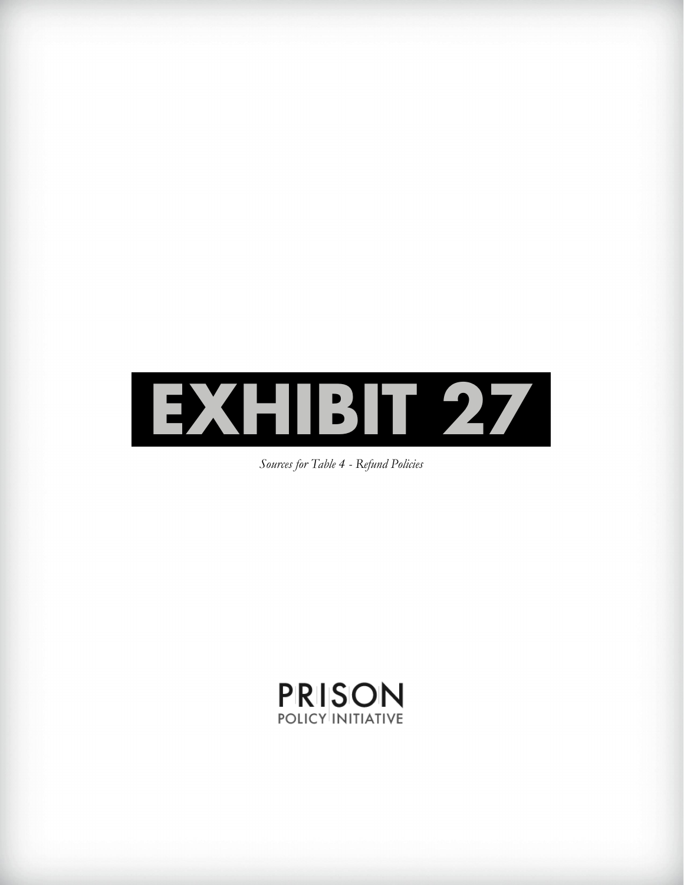# EXHIBIT 27

*Sources for Table 4 - Refund Policies*

PRISON
POLICY INITIATIVE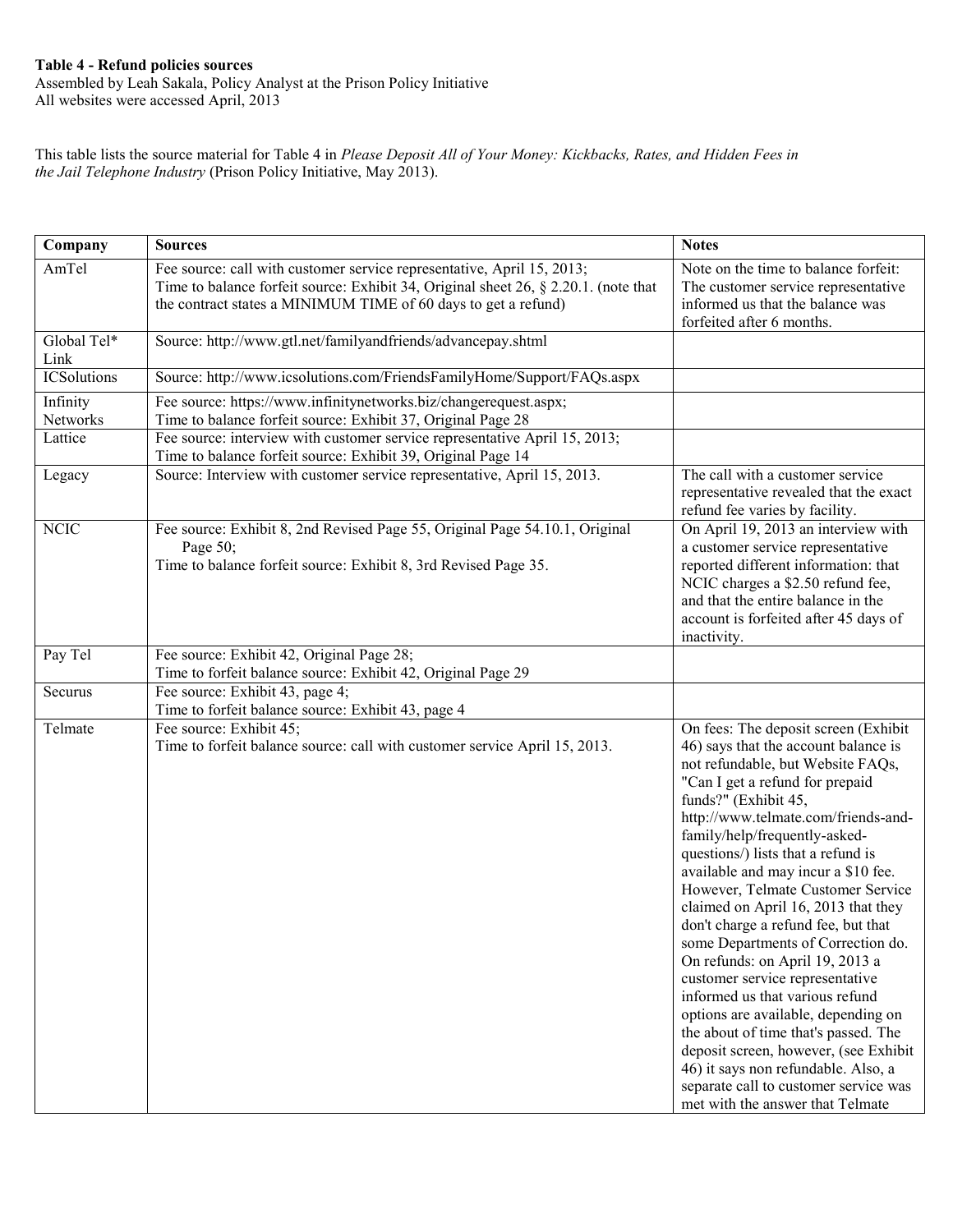**Table 4 - Refund policies sources**
Assembled by Leah Sakala, Policy Analyst at the Prison Policy Initiative
All websites were accessed April, 2013

This table lists the source material for Table 4 in *Please Deposit All of Your Money: Kickbacks, Rates, and Hidden Fees in the Jail Telephone Industry* (Prison Policy Initiative, May 2013).

| Company | Sources | Notes |
|---|---|---|
| AmTel | Fee source: call with customer service representative, April 15, 2013;<br>Time to balance forfeit source: Exhibit 34, Original sheet 26, § 2.20.1. (note that the contract states a MINIMUM TIME of 60 days to get a refund) | Note on the time to balance forfeit: The customer service representative informed us that the balance was forfeited after 6 months. |
| Global Tel* Link | Source: http://www.gtl.net/familyandfriends/advancepay.shtml | |
| ICSolutions | Source: http://www.icsolutions.com/FriendsFamilyHome/Support/FAQs.aspx | |
| Infinity Networks | Fee source: https://www.infinitynetworks.biz/changerequest.aspx;<br>Time to balance forfeit source: Exhibit 37, Original Page 28 | |
| Lattice | Fee source: interview with customer service representative April 15, 2013;<br>Time to balance forfeit source: Exhibit 39, Original Page 14 | |
| Legacy | Source: Interview with customer service representative, April 15, 2013. | The call with a customer service representative revealed that the exact refund fee varies by facility. |
| NCIC | Fee source: Exhibit 8, 2nd Revised Page 55, Original Page 54.10.1, Original Page 50;<br>Time to balance forfeit source: Exhibit 8, 3rd Revised Page 35. | On April 19, 2013 an interview with a customer service representative reported different information: that NCIC charges a $2.50 refund fee, and that the entire balance in the account is forfeited after 45 days of inactivity. |
| Pay Tel | Fee source: Exhibit 42, Original Page 28;<br>Time to forfeit balance source: Exhibit 42, Original Page 29 | |
| Securus | Fee source: Exhibit 43, page 4;<br>Time to forfeit balance source: Exhibit 43, page 4 | |
| Telmate | Fee source: Exhibit 45;<br>Time to forfeit balance source: call with customer service April 15, 2013. | On fees: The deposit screen (Exhibit 46) says that the account balance is not refundable, but Website FAQs, "Can I get a refund for prepaid funds?" (Exhibit 45, http://www.telmate.com/friends-and-family/help/frequently-asked-questions/) lists that a refund is available and may incur a $10 fee. However, Telmate Customer Service claimed on April 16, 2013 that they don't charge a refund fee, but that some Departments of Correction do. On refunds: on April 19, 2013 a customer service representative informed us that various refund options are available, depending on the about of time that's passed. The deposit screen, however, (see Exhibit 46) it says non refundable. Also, a separate call to customer service was met with the answer that Telmate |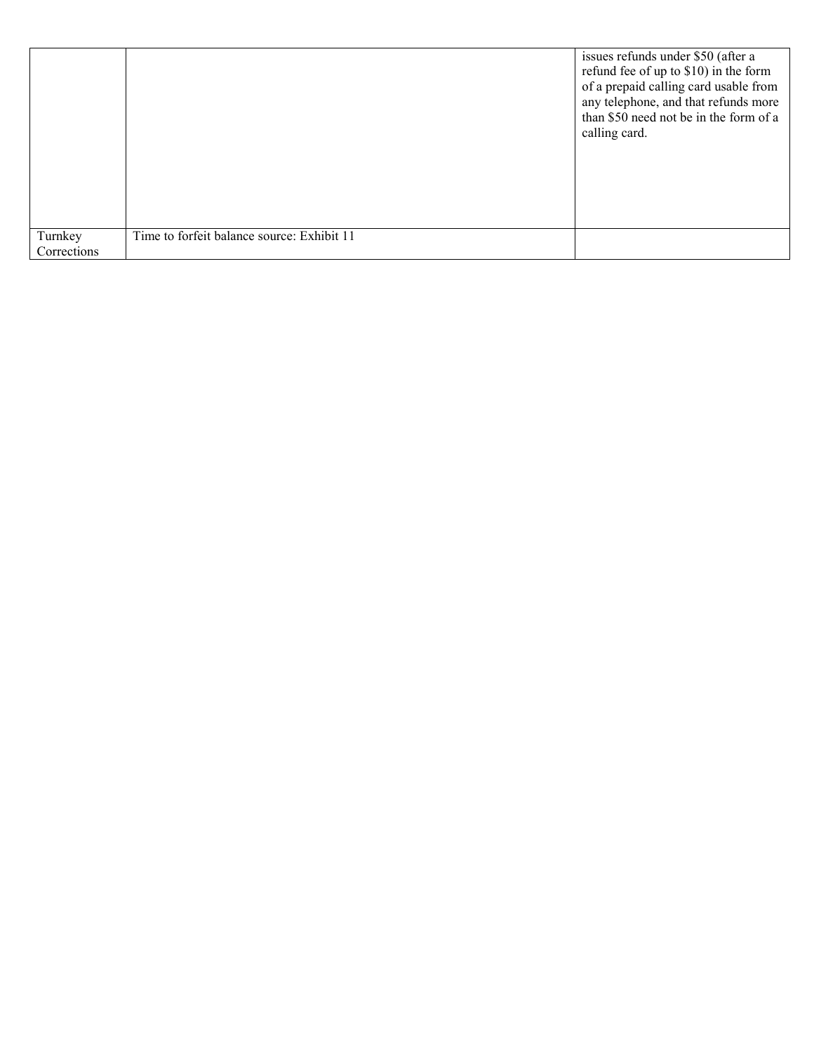| | | |
|---|---|---|
| | | issues refunds under $50 (after a refund fee of up to $10) in the form of a prepaid calling card usable from any telephone, and that refunds more than $50 need not be in the form of a calling card. |
| Turnkey Corrections | Time to forfeit balance source: Exhibit 11 | |